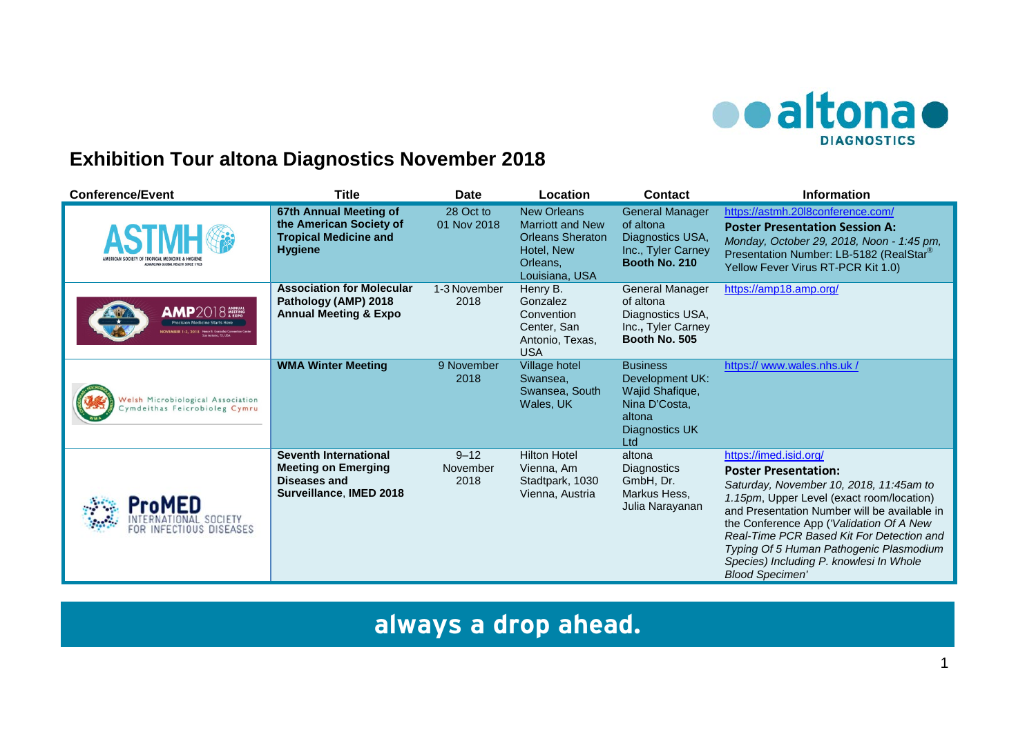# Exhibition Tour altona Diagnostics November 2018

| Conference/Event | Title | Date | Location | Contact | Information |
|---|---|---|---|---|---|
| ASTMH AMERICAN SOCIETY OF TROPICAL MEDICINE & HYGIENE ADVANCING GLOBAL HEALTH SINCE 1903 | **67th Annual Meeting of the American Society of Tropical Medicine and Hygiene** | 28 Oct to 01 Nov 2018 | New Orleans Marriott and New Orleans Sheraton Hotel, New Orleans, Louisiana, USA | General Manager of altona Diagnostics USA, Inc., Tyler Carney **Booth No. 210** | https://astmh.2018conference.com/ **Poster Presentation Session A:** *Monday, October 29, 2018, Noon - 1:45 pm,* Presentation Number: LB-5182 (RealStar® Yellow Fever Virus RT-PCR Kit 1.0) |
| AMP2018 ANNUAL MEETING & EXPO Precision Medicine Starts Here NOVEMBER 1-3, 2018 Henry B. Gonzalez Convention Center San Antonio, TX, USA | **Association for Molecular Pathology (AMP) 2018 Annual Meeting & Expo** | 1-3 November 2018 | Henry B. Gonzalez Convention Center, San Antonio, Texas, USA | General Manager of altona Diagnostics USA, Inc., Tyler Carney **Booth No. 505** | https://amp18.amp.org/ |
| Welsh Microbiological Association Cymdeithas Feicrobioleg Cymru | **WMA Winter Meeting** | 9 November 2018 | Village hotel Swansea, Swansea, South Wales, UK | Business Development UK: Wajid Shafique, Nina D'Costa, altona Diagnostics UK Ltd | https:// www.wales.nhs.uk / |
| ProMED INTERNATIONAL SOCIETY FOR INFECTIOUS DISEASES | **Seventh International Meeting on Emerging Diseases and Surveillance**, **IMED 2018** | 9–12 November 2018 | Hilton Hotel Vienna, Am Stadtpark, 1030 Vienna, Austria | altona Diagnostics GmbH, Dr. Markus Hess, Julia Narayanan | https://imed.isid.org/ **Poster Presentation:** *Saturday, November 10, 2018, 11:45am to 1.15pm*, Upper Level (exact room/location) and Presentation Number will be available in the Conference App (*'Validation Of A New Real-Time PCR Based Kit For Detection and Typing Of 5 Human Pathogenic Plasmodium Species) Including P. knowlesi In Whole Blood Specimen'* |

**always a drop ahead.**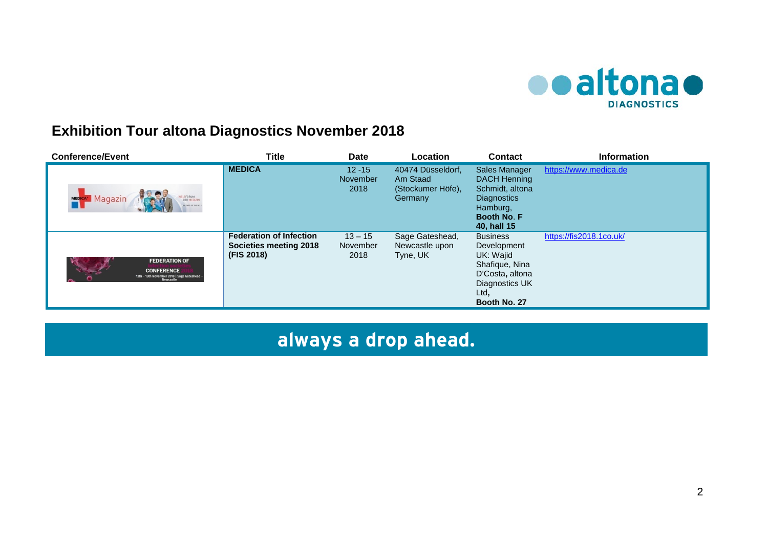# Exhibition Tour altona Diagnostics November 2018

| Conference/Event | Title | Date | Location | Contact | Information |
|---|---|---|---|---|---|
| | **MEDICA** | 12 -15 November 2018 | 40474 Düsseldorf, Am Staad (Stockumer Höfe), Germany | Sales Manager DACH Henning Schmidt, altona Diagnostics Hamburg, **Booth No. F 40, hall 15** | https://www.medica.de |
| | **Federation of Infection Societies meeting 2018 (FIS 2018)** | 13 – 15 November 2018 | Sage Gateshead, Newcastle upon Tyne, UK | Business Development UK: Wajid Shafique, Nina D'Costa**,** altona Diagnostics UK Ltd**,** **Booth No. 27** | https://fis2018.1co.uk/ |

**always a drop ahead.**